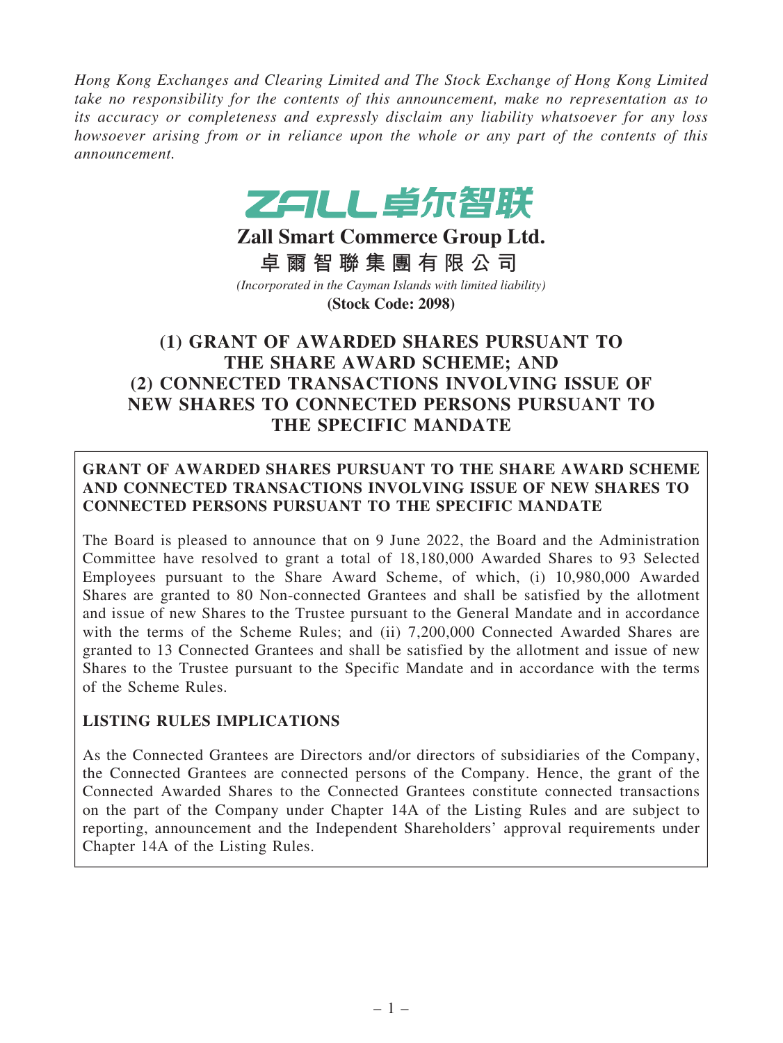*Hong Kong Exchanges and Clearing Limited and The Stock Exchange of Hong Kong Limited take no responsibility for the contents of this announcement, make no representation as to its accuracy or completeness and expressly disclaim any liability whatsoever for any loss howsoever arising from or in reliance upon the whole or any part of the contents of this announcement.*

ZALL 卓尔智联

**Zall Smart Commerce Group Ltd.**

**卓爾智聯集團有限公司**

*(Incorporated in the Cayman Islands with limited liability)*

**(Stock Code: 2098)**

# (1) GRANT OF AWARDED SHARES PURSUANT TO THE SHARE AWARD SCHEME; AND (2) CONNECTED TRANSACTIONS INVOLVING ISSUE OF NEW SHARES TO CONNECTED PERSONS PURSUANT TO THE SPECIFIC MANDATE

## GRANT OF AWARDED SHARES PURSUANT TO THE SHARE AWARD SCHEME AND CONNECTED TRANSACTIONS INVOLVING ISSUE OF NEW SHARES TO CONNECTED PERSONS PURSUANT TO THE SPECIFIC MANDATE

The Board is pleased to announce that on 9 June 2022, the Board and the Administration Committee have resolved to grant a total of 18,180,000 Awarded Shares to 93 Selected Employees pursuant to the Share Award Scheme, of which, (i) 10,980,000 Awarded Shares are granted to 80 Non-connected Grantees and shall be satisfied by the allotment and issue of new Shares to the Trustee pursuant to the General Mandate and in accordance with the terms of the Scheme Rules; and (ii) 7,200,000 Connected Awarded Shares are granted to 13 Connected Grantees and shall be satisfied by the allotment and issue of new Shares to the Trustee pursuant to the Specific Mandate and in accordance with the terms of the Scheme Rules.

## LISTING RULES IMPLICATIONS

As the Connected Grantees are Directors and/or directors of subsidiaries of the Company, the Connected Grantees are connected persons of the Company. Hence, the grant of the Connected Awarded Shares to the Connected Grantees constitute connected transactions on the part of the Company under Chapter 14A of the Listing Rules and are subject to reporting, announcement and the Independent Shareholders' approval requirements under Chapter 14A of the Listing Rules.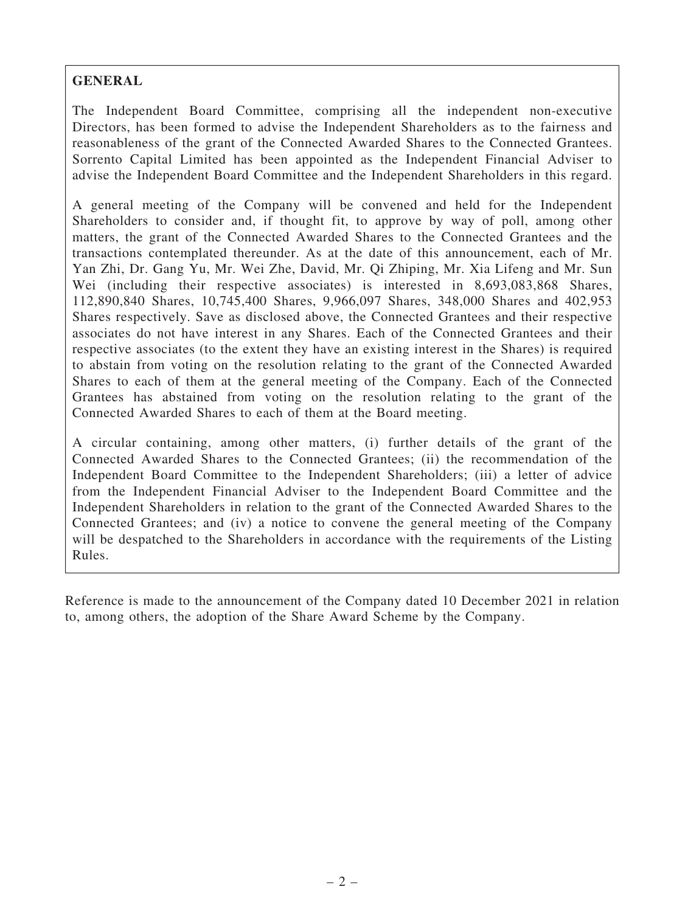**GENERAL**

The Independent Board Committee, comprising all the independent non-executive Directors, has been formed to advise the Independent Shareholders as to the fairness and reasonableness of the grant of the Connected Awarded Shares to the Connected Grantees. Sorrento Capital Limited has been appointed as the Independent Financial Adviser to advise the Independent Board Committee and the Independent Shareholders in this regard.

A general meeting of the Company will be convened and held for the Independent Shareholders to consider and, if thought fit, to approve by way of poll, among other matters, the grant of the Connected Awarded Shares to the Connected Grantees and the transactions contemplated thereunder. As at the date of this announcement, each of Mr. Yan Zhi, Dr. Gang Yu, Mr. Wei Zhe, David, Mr. Qi Zhiping, Mr. Xia Lifeng and Mr. Sun Wei (including their respective associates) is interested in 8,693,083,868 Shares, 112,890,840 Shares, 10,745,400 Shares, 9,966,097 Shares, 348,000 Shares and 402,953 Shares respectively. Save as disclosed above, the Connected Grantees and their respective associates do not have interest in any Shares. Each of the Connected Grantees and their respective associates (to the extent they have an existing interest in the Shares) is required to abstain from voting on the resolution relating to the grant of the Connected Awarded Shares to each of them at the general meeting of the Company. Each of the Connected Grantees has abstained from voting on the resolution relating to the grant of the Connected Awarded Shares to each of them at the Board meeting.

A circular containing, among other matters, (i) further details of the grant of the Connected Awarded Shares to the Connected Grantees; (ii) the recommendation of the Independent Board Committee to the Independent Shareholders; (iii) a letter of advice from the Independent Financial Adviser to the Independent Board Committee and the Independent Shareholders in relation to the grant of the Connected Awarded Shares to the Connected Grantees; and (iv) a notice to convene the general meeting of the Company will be despatched to the Shareholders in accordance with the requirements of the Listing Rules.

Reference is made to the announcement of the Company dated 10 December 2021 in relation to, among others, the adoption of the Share Award Scheme by the Company.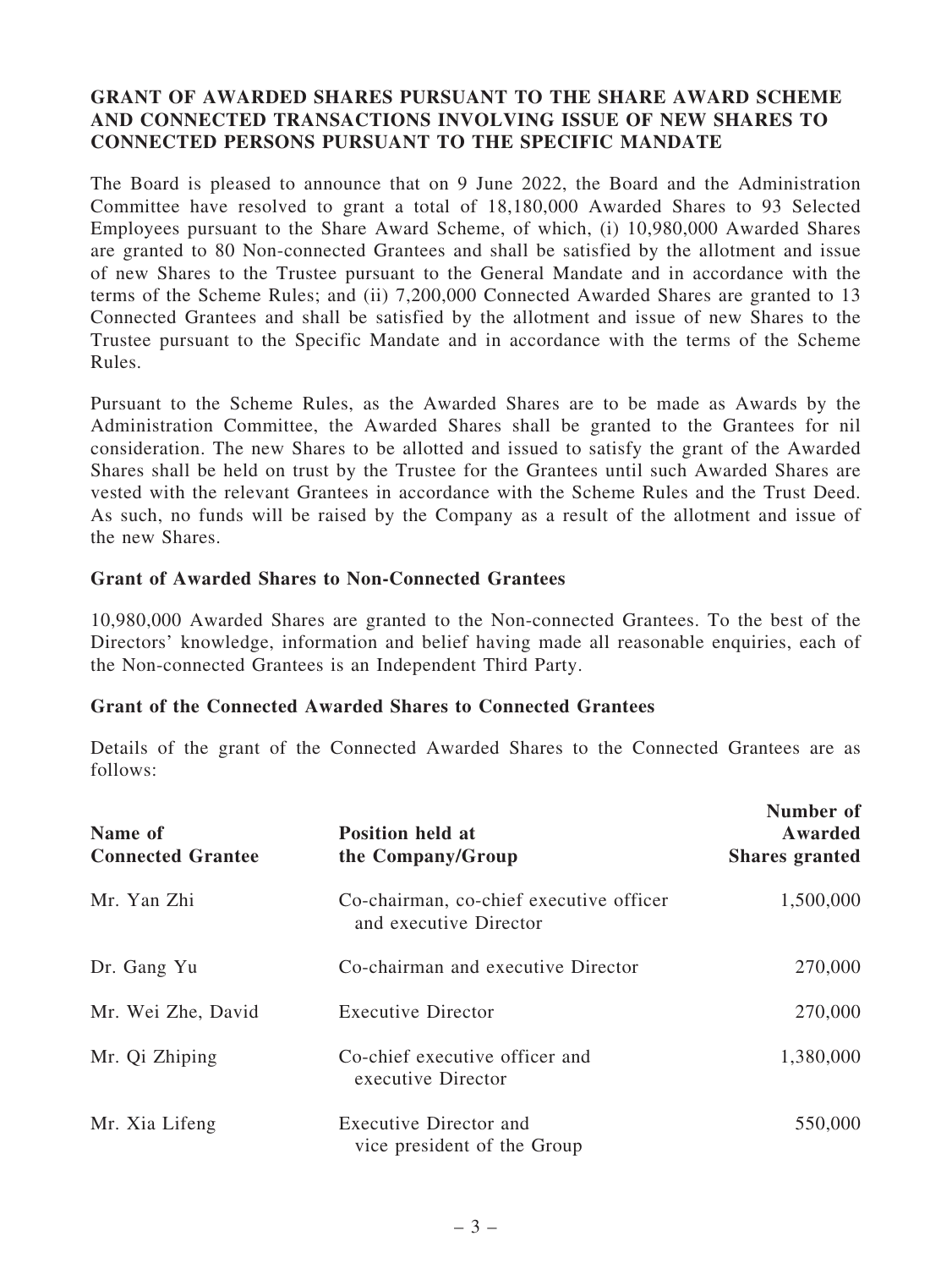### GRANT OF AWARDED SHARES PURSUANT TO THE SHARE AWARD SCHEME AND CONNECTED TRANSACTIONS INVOLVING ISSUE OF NEW SHARES TO CONNECTED PERSONS PURSUANT TO THE SPECIFIC MANDATE

The Board is pleased to announce that on 9 June 2022, the Board and the Administration Committee have resolved to grant a total of 18,180,000 Awarded Shares to 93 Selected Employees pursuant to the Share Award Scheme, of which, (i) 10,980,000 Awarded Shares are granted to 80 Non-connected Grantees and shall be satisfied by the allotment and issue of new Shares to the Trustee pursuant to the General Mandate and in accordance with the terms of the Scheme Rules; and (ii) 7,200,000 Connected Awarded Shares are granted to 13 Connected Grantees and shall be satisfied by the allotment and issue of new Shares to the Trustee pursuant to the Specific Mandate and in accordance with the terms of the Scheme Rules.

Pursuant to the Scheme Rules, as the Awarded Shares are to be made as Awards by the Administration Committee, the Awarded Shares shall be granted to the Grantees for nil consideration. The new Shares to be allotted and issued to satisfy the grant of the Awarded Shares shall be held on trust by the Trustee for the Grantees until such Awarded Shares are vested with the relevant Grantees in accordance with the Scheme Rules and the Trust Deed. As such, no funds will be raised by the Company as a result of the allotment and issue of the new Shares.

**Grant of Awarded Shares to Non-Connected Grantees**

10,980,000 Awarded Shares are granted to the Non-connected Grantees. To the best of the Directors' knowledge, information and belief having made all reasonable enquiries, each of the Non-connected Grantees is an Independent Third Party.

**Grant of the Connected Awarded Shares to Connected Grantees**

Details of the grant of the Connected Awarded Shares to the Connected Grantees are as follows:

| Name of Connected Grantee | Position held at the Company/Group | Number of Awarded Shares granted |
|---|---|---|
| Mr. Yan Zhi | Co-chairman, co-chief executive officer and executive Director | 1,500,000 |
| Dr. Gang Yu | Co-chairman and executive Director | 270,000 |
| Mr. Wei Zhe, David | Executive Director | 270,000 |
| Mr. Qi Zhiping | Co-chief executive officer and executive Director | 1,380,000 |
| Mr. Xia Lifeng | Executive Director and vice president of the Group | 550,000 |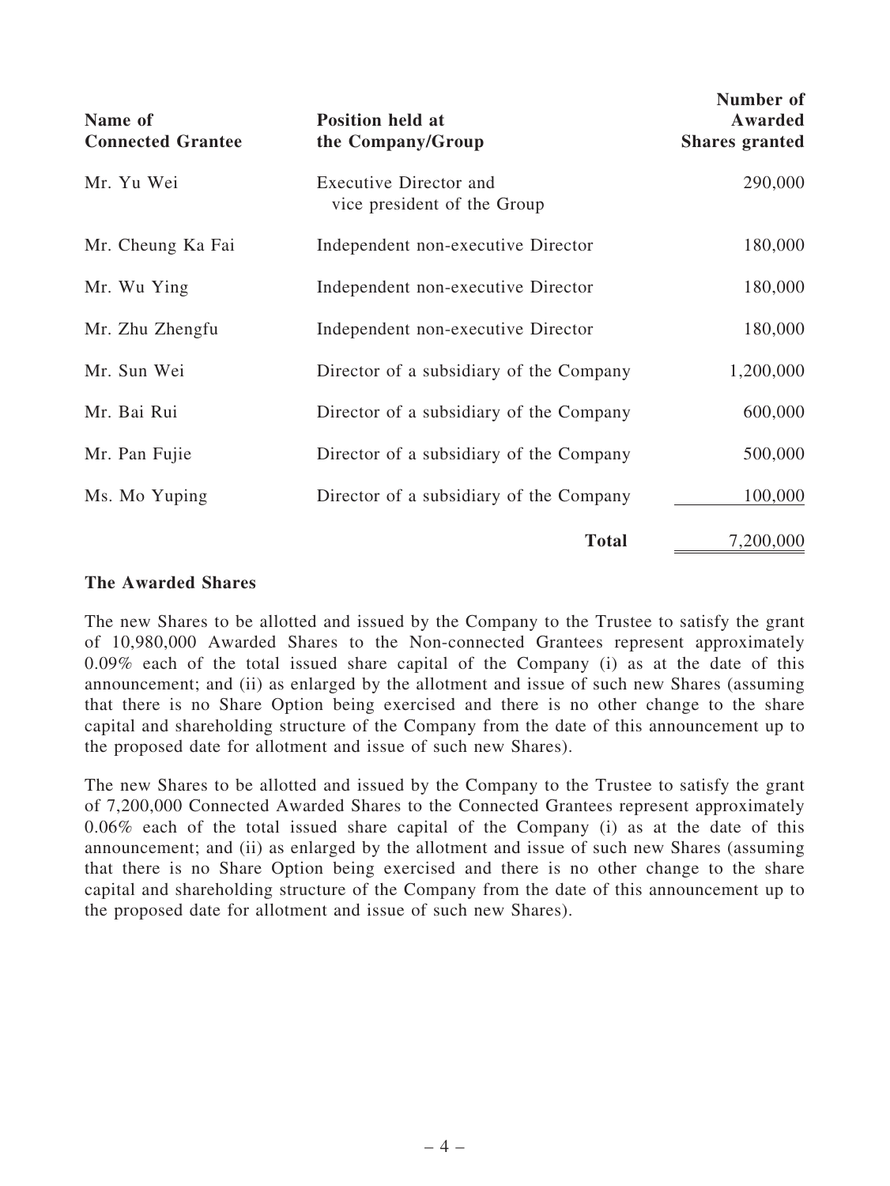| Name of Connected Grantee | Position held at the Company/Group | Number of Awarded Shares granted |
|---|---|---|
| Mr. Yu Wei | Executive Director and vice president of the Group | 290,000 |
| Mr. Cheung Ka Fai | Independent non-executive Director | 180,000 |
| Mr. Wu Ying | Independent non-executive Director | 180,000 |
| Mr. Zhu Zhengfu | Independent non-executive Director | 180,000 |
| Mr. Sun Wei | Director of a subsidiary of the Company | 1,200,000 |
| Mr. Bai Rui | Director of a subsidiary of the Company | 600,000 |
| Mr. Pan Fujie | Director of a subsidiary of the Company | 500,000 |
| Ms. Mo Yuping | Director of a subsidiary of the Company | 100,000 |
| | **Total** | 7,200,000 |

**The Awarded Shares**

The new Shares to be allotted and issued by the Company to the Trustee to satisfy the grant of 10,980,000 Awarded Shares to the Non-connected Grantees represent approximately 0.09% each of the total issued share capital of the Company (i) as at the date of this announcement; and (ii) as enlarged by the allotment and issue of such new Shares (assuming that there is no Share Option being exercised and there is no other change to the share capital and shareholding structure of the Company from the date of this announcement up to the proposed date for allotment and issue of such new Shares).

The new Shares to be allotted and issued by the Company to the Trustee to satisfy the grant of 7,200,000 Connected Awarded Shares to the Connected Grantees represent approximately 0.06% each of the total issued share capital of the Company (i) as at the date of this announcement; and (ii) as enlarged by the allotment and issue of such new Shares (assuming that there is no Share Option being exercised and there is no other change to the share capital and shareholding structure of the Company from the date of this announcement up to the proposed date for allotment and issue of such new Shares).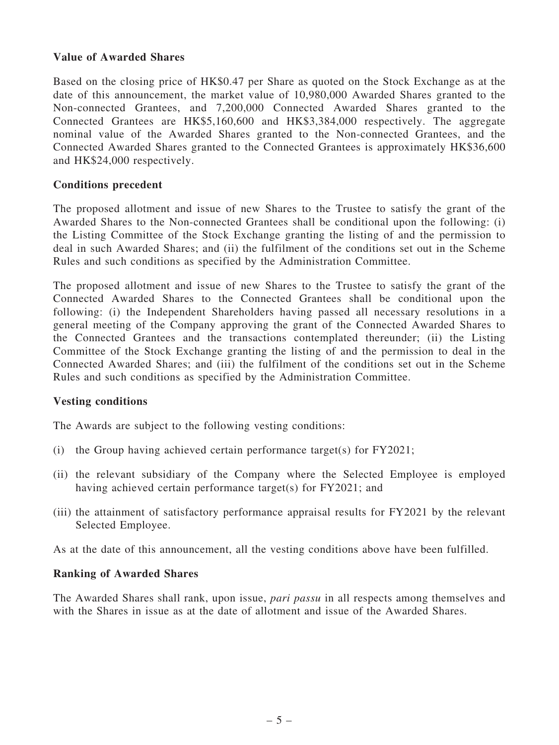**Value of Awarded Shares**

Based on the closing price of HK$0.47 per Share as quoted on the Stock Exchange as at the date of this announcement, the market value of 10,980,000 Awarded Shares granted to the Non-connected Grantees, and 7,200,000 Connected Awarded Shares granted to the Connected Grantees are HK$5,160,600 and HK$3,384,000 respectively. The aggregate nominal value of the Awarded Shares granted to the Non-connected Grantees, and the Connected Awarded Shares granted to the Connected Grantees is approximately HK$36,600 and HK$24,000 respectively.

**Conditions precedent**

The proposed allotment and issue of new Shares to the Trustee to satisfy the grant of the Awarded Shares to the Non-connected Grantees shall be conditional upon the following: (i) the Listing Committee of the Stock Exchange granting the listing of and the permission to deal in such Awarded Shares; and (ii) the fulfilment of the conditions set out in the Scheme Rules and such conditions as specified by the Administration Committee.

The proposed allotment and issue of new Shares to the Trustee to satisfy the grant of the Connected Awarded Shares to the Connected Grantees shall be conditional upon the following: (i) the Independent Shareholders having passed all necessary resolutions in a general meeting of the Company approving the grant of the Connected Awarded Shares to the Connected Grantees and the transactions contemplated thereunder; (ii) the Listing Committee of the Stock Exchange granting the listing of and the permission to deal in the Connected Awarded Shares; and (iii) the fulfilment of the conditions set out in the Scheme Rules and such conditions as specified by the Administration Committee.

**Vesting conditions**

The Awards are subject to the following vesting conditions:

(i) the Group having achieved certain performance target(s) for FY2021;

(ii) the relevant subsidiary of the Company where the Selected Employee is employed having achieved certain performance target(s) for FY2021; and

(iii) the attainment of satisfactory performance appraisal results for FY2021 by the relevant Selected Employee.

As at the date of this announcement, all the vesting conditions above have been fulfilled.

**Ranking of Awarded Shares**

The Awarded Shares shall rank, upon issue, *pari passu* in all respects among themselves and with the Shares in issue as at the date of allotment and issue of the Awarded Shares.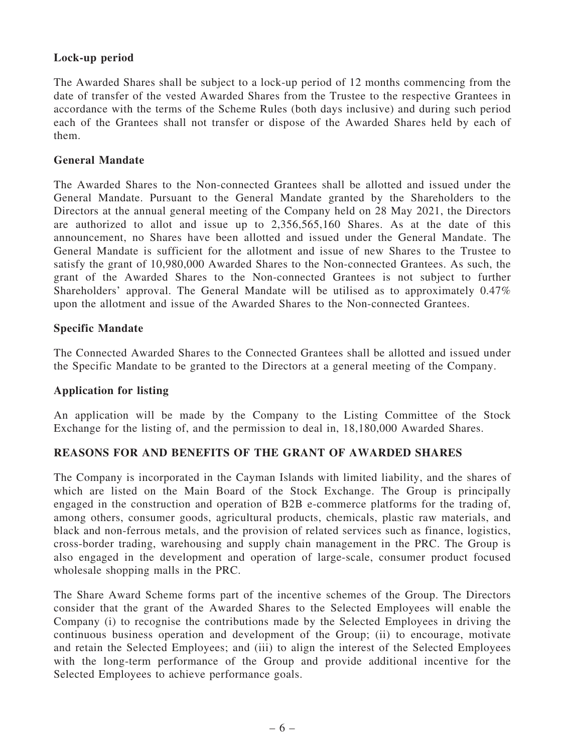**Lock-up period**

The Awarded Shares shall be subject to a lock-up period of 12 months commencing from the date of transfer of the vested Awarded Shares from the Trustee to the respective Grantees in accordance with the terms of the Scheme Rules (both days inclusive) and during such period each of the Grantees shall not transfer or dispose of the Awarded Shares held by each of them.

**General Mandate**

The Awarded Shares to the Non-connected Grantees shall be allotted and issued under the General Mandate. Pursuant to the General Mandate granted by the Shareholders to the Directors at the annual general meeting of the Company held on 28 May 2021, the Directors are authorized to allot and issue up to 2,356,565,160 Shares. As at the date of this announcement, no Shares have been allotted and issued under the General Mandate. The General Mandate is sufficient for the allotment and issue of new Shares to the Trustee to satisfy the grant of 10,980,000 Awarded Shares to the Non-connected Grantees. As such, the grant of the Awarded Shares to the Non-connected Grantees is not subject to further Shareholders' approval. The General Mandate will be utilised as to approximately 0.47% upon the allotment and issue of the Awarded Shares to the Non-connected Grantees.

**Specific Mandate**

The Connected Awarded Shares to the Connected Grantees shall be allotted and issued under the Specific Mandate to be granted to the Directors at a general meeting of the Company.

**Application for listing**

An application will be made by the Company to the Listing Committee of the Stock Exchange for the listing of, and the permission to deal in, 18,180,000 Awarded Shares.

**REASONS FOR AND BENEFITS OF THE GRANT OF AWARDED SHARES**

The Company is incorporated in the Cayman Islands with limited liability, and the shares of which are listed on the Main Board of the Stock Exchange. The Group is principally engaged in the construction and operation of B2B e-commerce platforms for the trading of, among others, consumer goods, agricultural products, chemicals, plastic raw materials, and black and non-ferrous metals, and the provision of related services such as finance, logistics, cross-border trading, warehousing and supply chain management in the PRC. The Group is also engaged in the development and operation of large-scale, consumer product focused wholesale shopping malls in the PRC.

The Share Award Scheme forms part of the incentive schemes of the Group. The Directors consider that the grant of the Awarded Shares to the Selected Employees will enable the Company (i) to recognise the contributions made by the Selected Employees in driving the continuous business operation and development of the Group; (ii) to encourage, motivate and retain the Selected Employees; and (iii) to align the interest of the Selected Employees with the long-term performance of the Group and provide additional incentive for the Selected Employees to achieve performance goals.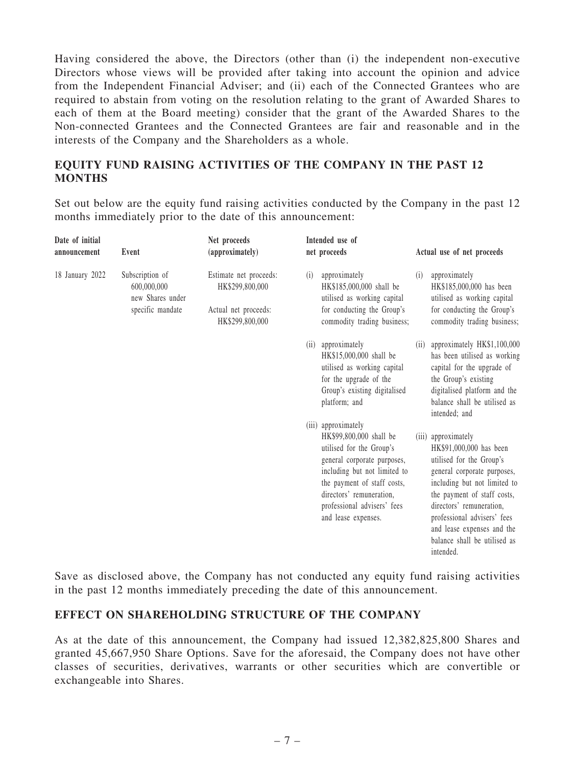Having considered the above, the Directors (other than (i) the independent non-executive Directors whose views will be provided after taking into account the opinion and advice from the Independent Financial Adviser; and (ii) each of the Connected Grantees who are required to abstain from voting on the resolution relating to the grant of Awarded Shares to each of them at the Board meeting) consider that the grant of the Awarded Shares to the Non-connected Grantees and the Connected Grantees are fair and reasonable and in the interests of the Company and the Shareholders as a whole.

## EQUITY FUND RAISING ACTIVITIES OF THE COMPANY IN THE PAST 12 MONTHS

Set out below are the equity fund raising activities conducted by the Company in the past 12 months immediately prior to the date of this announcement:

| Date of initial announcement | Event | Net proceeds (approximately) | Intended use of net proceeds | Actual use of net proceeds |
|---|---|---|---|---|
| 18 January 2022 | Subscription of 600,000,000 new Shares under specific mandate | Estimate net proceeds: HK$299,800,000<br><br>Actual net proceeds: HK$299,800,000 | (i) approximately HK$185,000,000 shall be utilised as working capital for conducting the Group's commodity trading business; | (i) approximately HK$185,000,000 has been utilised as working capital for conducting the Group's commodity trading business; |
| | | | (ii) approximately HK$15,000,000 shall be utilised as working capital for the upgrade of the Group's existing digitalised platform; and | (ii) approximately HK$1,100,000 has been utilised as working capital for the upgrade of the Group's existing digitalised platform and the balance shall be utilised as intended; and |
| | | | (iii) approximately HK$99,800,000 shall be utilised for the Group's general corporate purposes, including but not limited to the payment of staff costs, directors' remuneration, professional advisers' fees and lease expenses. | (iii) approximately HK$91,000,000 has been utilised for the Group's general corporate purposes, including but not limited to the payment of staff costs, directors' remuneration, professional advisers' fees and lease expenses and the balance shall be utilised as intended. |

Save as disclosed above, the Company has not conducted any equity fund raising activities in the past 12 months immediately preceding the date of this announcement.

## EFFECT ON SHAREHOLDING STRUCTURE OF THE COMPANY

As at the date of this announcement, the Company had issued 12,382,825,800 Shares and granted 45,667,950 Share Options. Save for the aforesaid, the Company does not have other classes of securities, derivatives, warrants or other securities which are convertible or exchangeable into Shares.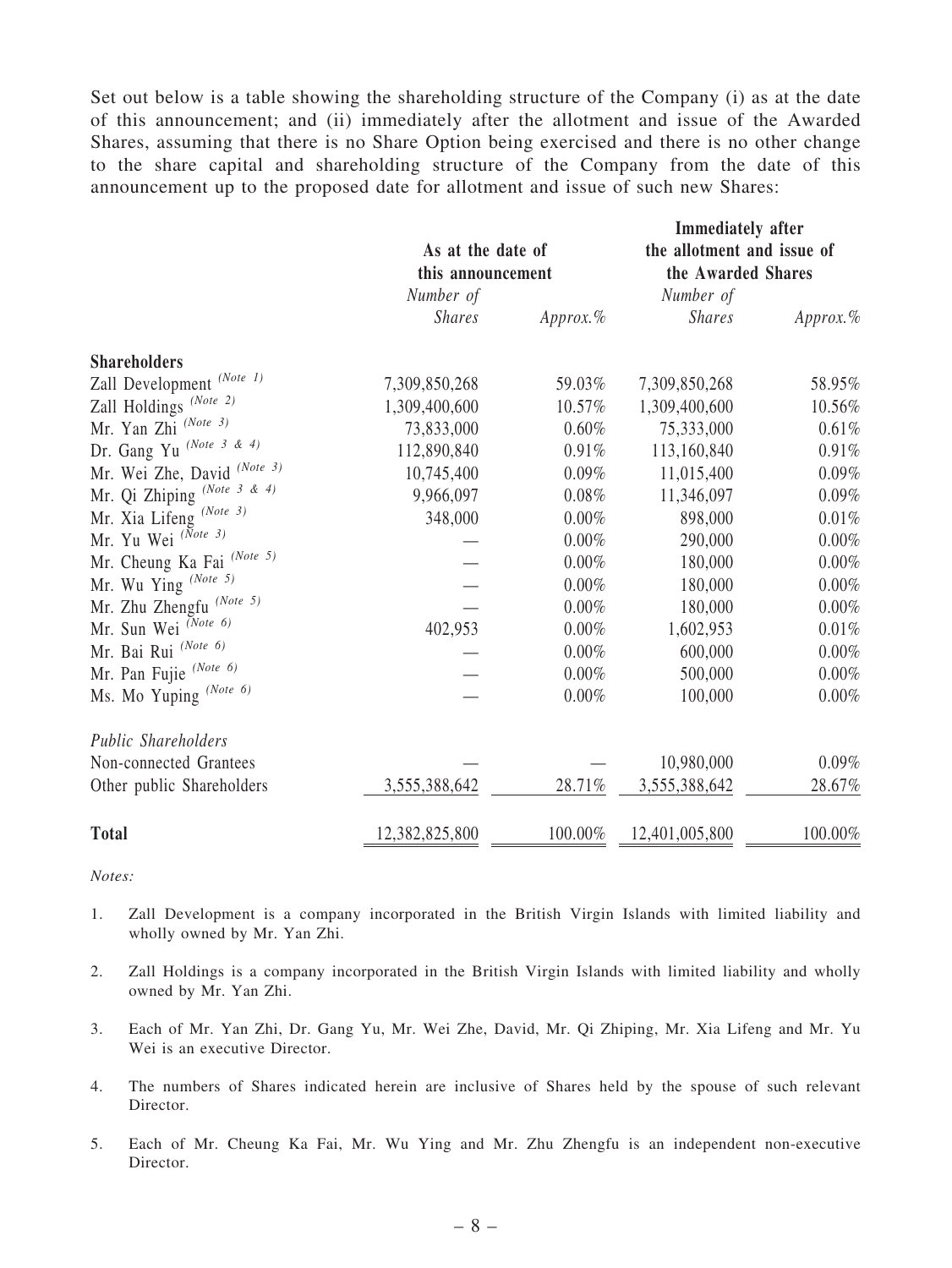Set out below is a table showing the shareholding structure of the Company (i) as at the date of this announcement; and (ii) immediately after the allotment and issue of the Awarded Shares, assuming that there is no Share Option being exercised and there is no other change to the share capital and shareholding structure of the Company from the date of this announcement up to the proposed date for allotment and issue of such new Shares:

| | As at the date of this announcement | | Immediately after the allotment and issue of the Awarded Shares | |
|---|---|---|---|---|
| | *Number of Shares* | *Approx.%* | *Number of Shares* | *Approx.%* |
| **Shareholders** | | | | |
| Zall Development *(Note 1)* | 7,309,850,268 | 59.03% | 7,309,850,268 | 58.95% |
| Zall Holdings *(Note 2)* | 1,309,400,600 | 10.57% | 1,309,400,600 | 10.56% |
| Mr. Yan Zhi *(Note 3)* | 73,833,000 | 0.60% | 75,333,000 | 0.61% |
| Dr. Gang Yu *(Note 3 & 4)* | 112,890,840 | 0.91% | 113,160,840 | 0.91% |
| Mr. Wei Zhe, David *(Note 3)* | 10,745,400 | 0.09% | 11,015,400 | 0.09% |
| Mr. Qi Zhiping *(Note 3 & 4)* | 9,966,097 | 0.08% | 11,346,097 | 0.09% |
| Mr. Xia Lifeng *(Note 3)* | 348,000 | 0.00% | 898,000 | 0.01% |
| Mr. Yu Wei *(Note 3)* | — | 0.00% | 290,000 | 0.00% |
| Mr. Cheung Ka Fai *(Note 5)* | — | 0.00% | 180,000 | 0.00% |
| Mr. Wu Ying *(Note 5)* | — | 0.00% | 180,000 | 0.00% |
| Mr. Zhu Zhengfu *(Note 5)* | — | 0.00% | 180,000 | 0.00% |
| Mr. Sun Wei *(Note 6)* | 402,953 | 0.00% | 1,602,953 | 0.01% |
| Mr. Bai Rui *(Note 6)* | — | 0.00% | 600,000 | 0.00% |
| Mr. Pan Fujie *(Note 6)* | — | 0.00% | 500,000 | 0.00% |
| Ms. Mo Yuping *(Note 6)* | — | 0.00% | 100,000 | 0.00% |
| *Public Shareholders* | | | | |
| Non-connected Grantees | — | — | 10,980,000 | 0.09% |
| Other public Shareholders | 3,555,388,642 | 28.71% | 3,555,388,642 | 28.67% |
| **Total** | 12,382,825,800 | 100.00% | 12,401,005,800 | 100.00% |

*Notes:*

1. Zall Development is a company incorporated in the British Virgin Islands with limited liability and wholly owned by Mr. Yan Zhi.

2. Zall Holdings is a company incorporated in the British Virgin Islands with limited liability and wholly owned by Mr. Yan Zhi.

3. Each of Mr. Yan Zhi, Dr. Gang Yu, Mr. Wei Zhe, David, Mr. Qi Zhiping, Mr. Xia Lifeng and Mr. Yu Wei is an executive Director.

4. The numbers of Shares indicated herein are inclusive of Shares held by the spouse of such relevant Director.

5. Each of Mr. Cheung Ka Fai, Mr. Wu Ying and Mr. Zhu Zhengfu is an independent non-executive Director.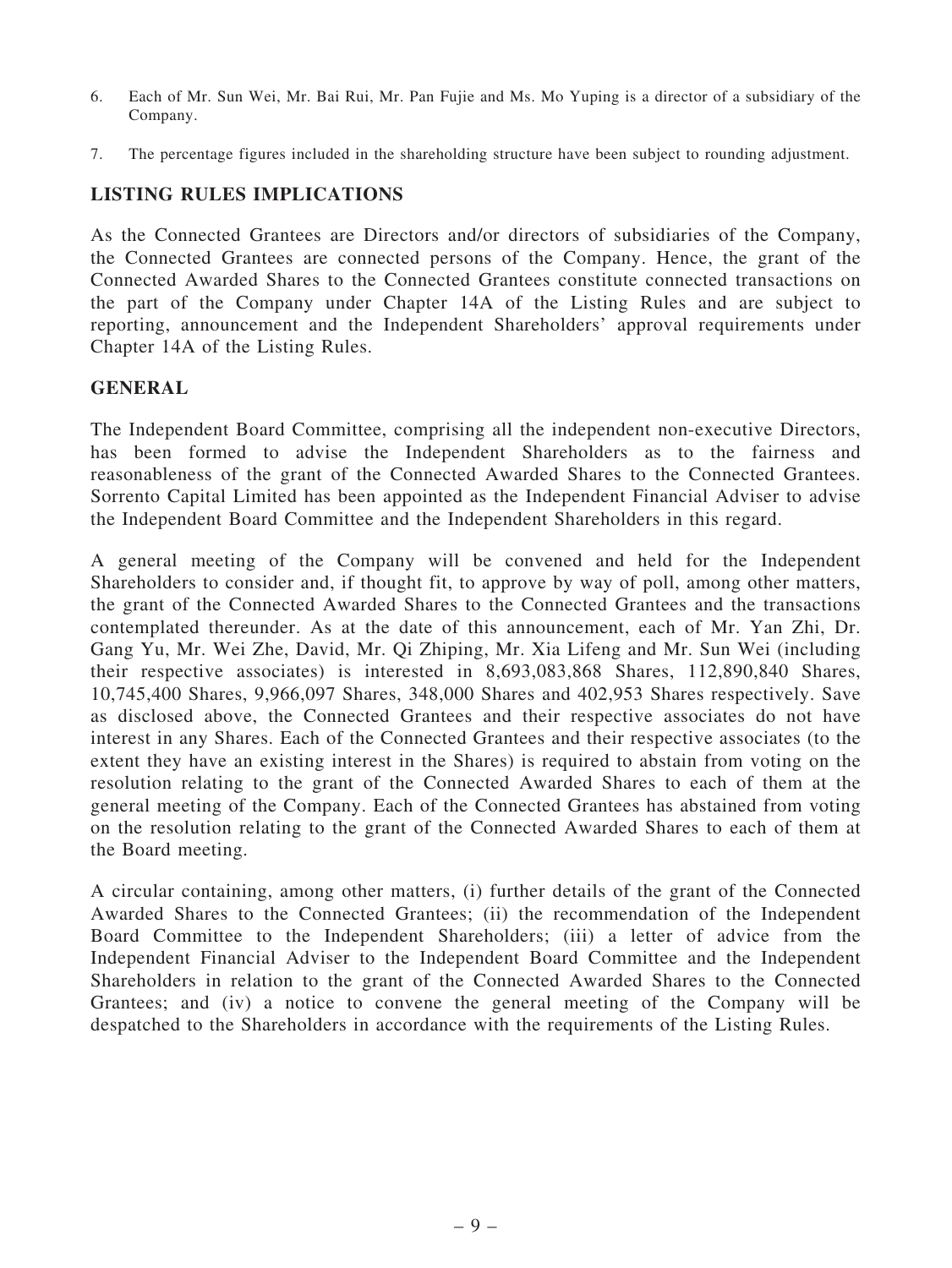6. Each of Mr. Sun Wei, Mr. Bai Rui, Mr. Pan Fujie and Ms. Mo Yuping is a director of a subsidiary of the Company.

7. The percentage figures included in the shareholding structure have been subject to rounding adjustment.

## LISTING RULES IMPLICATIONS

As the Connected Grantees are Directors and/or directors of subsidiaries of the Company, the Connected Grantees are connected persons of the Company. Hence, the grant of the Connected Awarded Shares to the Connected Grantees constitute connected transactions on the part of the Company under Chapter 14A of the Listing Rules and are subject to reporting, announcement and the Independent Shareholders' approval requirements under Chapter 14A of the Listing Rules.

## GENERAL

The Independent Board Committee, comprising all the independent non-executive Directors, has been formed to advise the Independent Shareholders as to the fairness and reasonableness of the grant of the Connected Awarded Shares to the Connected Grantees. Sorrento Capital Limited has been appointed as the Independent Financial Adviser to advise the Independent Board Committee and the Independent Shareholders in this regard.

A general meeting of the Company will be convened and held for the Independent Shareholders to consider and, if thought fit, to approve by way of poll, among other matters, the grant of the Connected Awarded Shares to the Connected Grantees and the transactions contemplated thereunder. As at the date of this announcement, each of Mr. Yan Zhi, Dr. Gang Yu, Mr. Wei Zhe, David, Mr. Qi Zhiping, Mr. Xia Lifeng and Mr. Sun Wei (including their respective associates) is interested in 8,693,083,868 Shares, 112,890,840 Shares, 10,745,400 Shares, 9,966,097 Shares, 348,000 Shares and 402,953 Shares respectively. Save as disclosed above, the Connected Grantees and their respective associates do not have interest in any Shares. Each of the Connected Grantees and their respective associates (to the extent they have an existing interest in the Shares) is required to abstain from voting on the resolution relating to the grant of the Connected Awarded Shares to each of them at the general meeting of the Company. Each of the Connected Grantees has abstained from voting on the resolution relating to the grant of the Connected Awarded Shares to each of them at the Board meeting.

A circular containing, among other matters, (i) further details of the grant of the Connected Awarded Shares to the Connected Grantees; (ii) the recommendation of the Independent Board Committee to the Independent Shareholders; (iii) a letter of advice from the Independent Financial Adviser to the Independent Board Committee and the Independent Shareholders in relation to the grant of the Connected Awarded Shares to the Connected Grantees; and (iv) a notice to convene the general meeting of the Company will be despatched to the Shareholders in accordance with the requirements of the Listing Rules.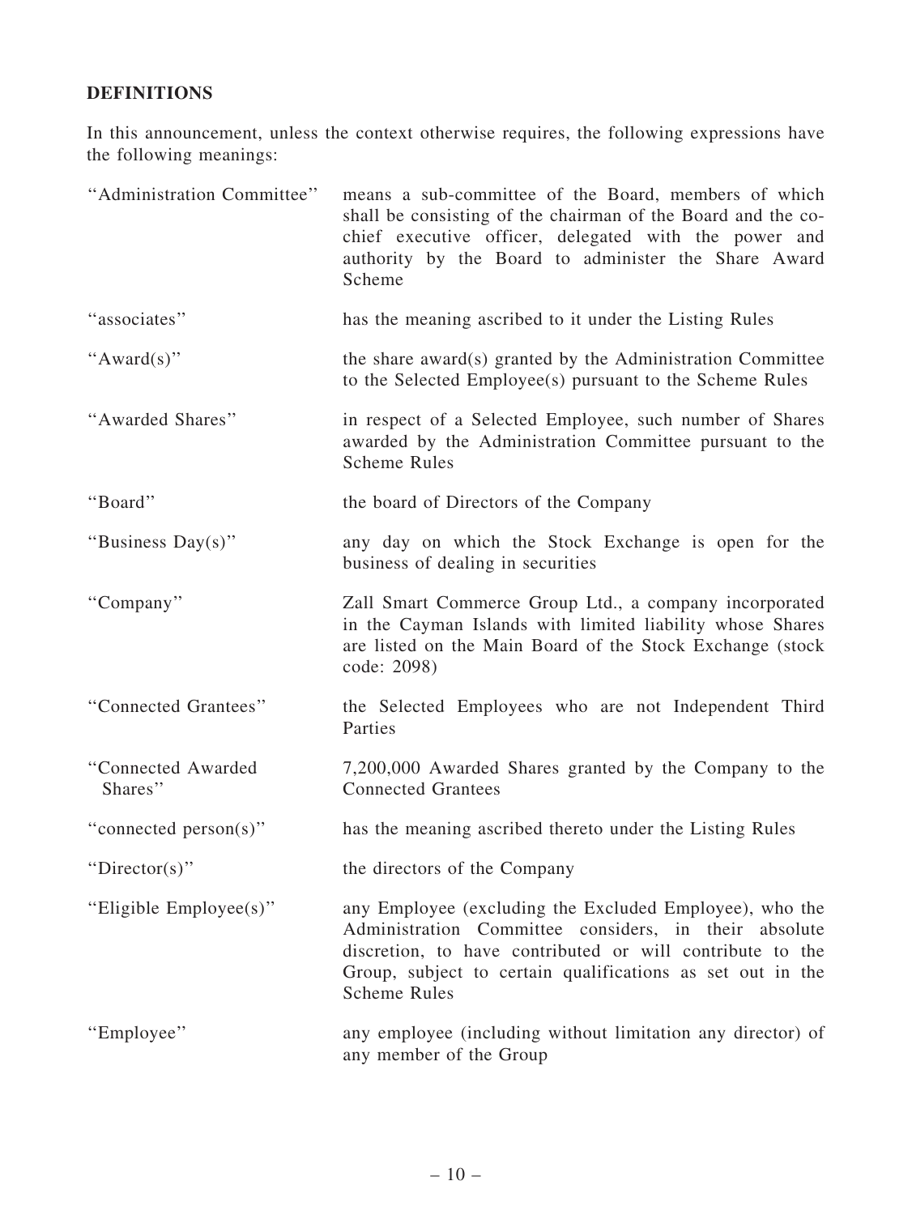## DEFINITIONS

In this announcement, unless the context otherwise requires, the following expressions have the following meanings:

| | |
|---|---|
| "Administration Committee" | means a sub-committee of the Board, members of which shall be consisting of the chairman of the Board and the co-chief executive officer, delegated with the power and authority by the Board to administer the Share Award Scheme |
| "associates" | has the meaning ascribed to it under the Listing Rules |
| "Award(s)" | the share award(s) granted by the Administration Committee to the Selected Employee(s) pursuant to the Scheme Rules |
| "Awarded Shares" | in respect of a Selected Employee, such number of Shares awarded by the Administration Committee pursuant to the Scheme Rules |
| "Board" | the board of Directors of the Company |
| "Business Day(s)" | any day on which the Stock Exchange is open for the business of dealing in securities |
| "Company" | Zall Smart Commerce Group Ltd., a company incorporated in the Cayman Islands with limited liability whose Shares are listed on the Main Board of the Stock Exchange (stock code: 2098) |
| "Connected Grantees" | the Selected Employees who are not Independent Third Parties |
| "Connected Awarded Shares" | 7,200,000 Awarded Shares granted by the Company to the Connected Grantees |
| "connected person(s)" | has the meaning ascribed thereto under the Listing Rules |
| "Director(s)" | the directors of the Company |
| "Eligible Employee(s)" | any Employee (excluding the Excluded Employee), who the Administration Committee considers, in their absolute discretion, to have contributed or will contribute to the Group, subject to certain qualifications as set out in the Scheme Rules |
| "Employee" | any employee (including without limitation any director) of any member of the Group |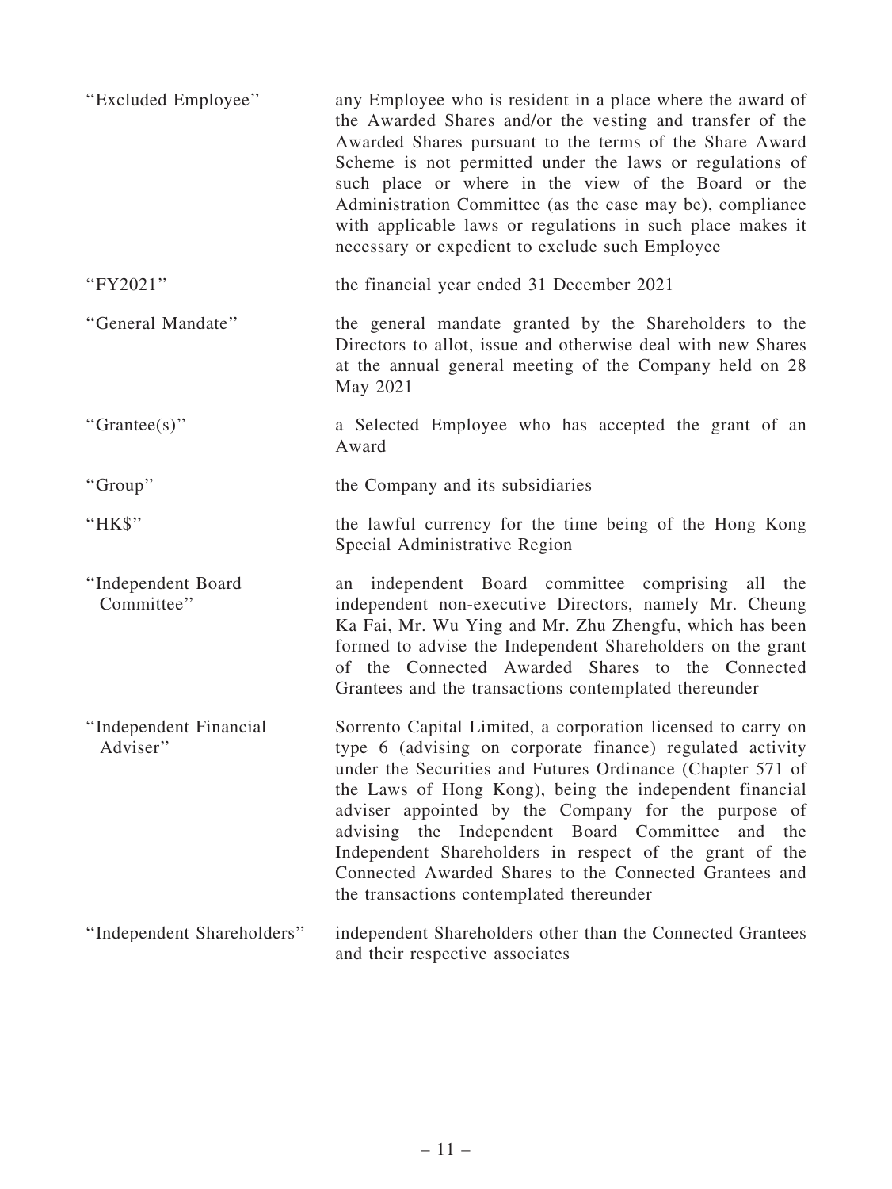| | |
|---|---|
| "Excluded Employee" | any Employee who is resident in a place where the award of the Awarded Shares and/or the vesting and transfer of the Awarded Shares pursuant to the terms of the Share Award Scheme is not permitted under the laws or regulations of such place or where in the view of the Board or the Administration Committee (as the case may be), compliance with applicable laws or regulations in such place makes it necessary or expedient to exclude such Employee |
| "FY2021" | the financial year ended 31 December 2021 |
| "General Mandate" | the general mandate granted by the Shareholders to the Directors to allot, issue and otherwise deal with new Shares at the annual general meeting of the Company held on 28 May 2021 |
| "Grantee(s)" | a Selected Employee who has accepted the grant of an Award |
| "Group" | the Company and its subsidiaries |
| "HK$" | the lawful currency for the time being of the Hong Kong Special Administrative Region |
| "Independent Board Committee" | an independent Board committee comprising all the independent non-executive Directors, namely Mr. Cheung Ka Fai, Mr. Wu Ying and Mr. Zhu Zhengfu, which has been formed to advise the Independent Shareholders on the grant of the Connected Awarded Shares to the Connected Grantees and the transactions contemplated thereunder |
| "Independent Financial Adviser" | Sorrento Capital Limited, a corporation licensed to carry on type 6 (advising on corporate finance) regulated activity under the Securities and Futures Ordinance (Chapter 571 of the Laws of Hong Kong), being the independent financial adviser appointed by the Company for the purpose of advising the Independent Board Committee and the Independent Shareholders in respect of the grant of the Connected Awarded Shares to the Connected Grantees and the transactions contemplated thereunder |
| "Independent Shareholders" | independent Shareholders other than the Connected Grantees and their respective associates |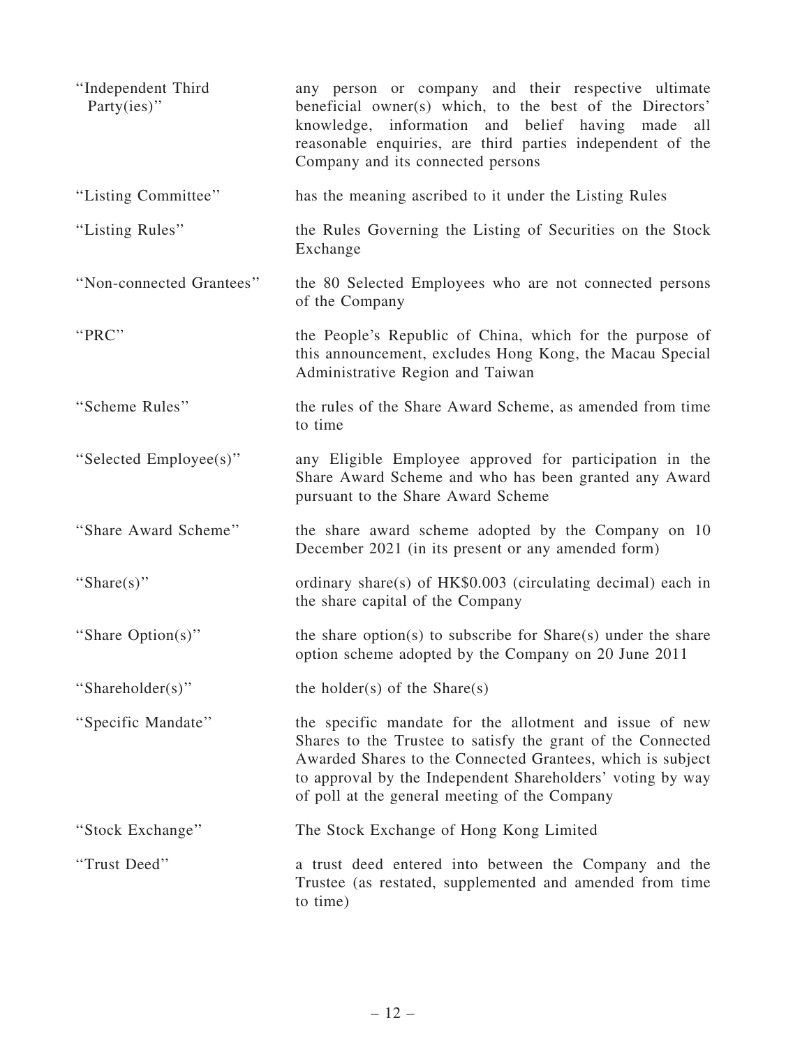| | |
|---|---|
| "Independent Third Party(ies)" | any person or company and their respective ultimate beneficial owner(s) which, to the best of the Directors' knowledge, information and belief having made all reasonable enquiries, are third parties independent of the Company and its connected persons |
| "Listing Committee" | has the meaning ascribed to it under the Listing Rules |
| "Listing Rules" | the Rules Governing the Listing of Securities on the Stock Exchange |
| "Non-connected Grantees" | the 80 Selected Employees who are not connected persons of the Company |
| "PRC" | the People's Republic of China, which for the purpose of this announcement, excludes Hong Kong, the Macau Special Administrative Region and Taiwan |
| "Scheme Rules" | the rules of the Share Award Scheme, as amended from time to time |
| "Selected Employee(s)" | any Eligible Employee approved for participation in the Share Award Scheme and who has been granted any Award pursuant to the Share Award Scheme |
| "Share Award Scheme" | the share award scheme adopted by the Company on 10 December 2021 (in its present or any amended form) |
| "Share(s)" | ordinary share(s) of HK$0.003 (circulating decimal) each in the share capital of the Company |
| "Share Option(s)" | the share option(s) to subscribe for Share(s) under the share option scheme adopted by the Company on 20 June 2011 |
| "Shareholder(s)" | the holder(s) of the Share(s) |
| "Specific Mandate" | the specific mandate for the allotment and issue of new Shares to the Trustee to satisfy the grant of the Connected Awarded Shares to the Connected Grantees, which is subject to approval by the Independent Shareholders' voting by way of poll at the general meeting of the Company |
| "Stock Exchange" | The Stock Exchange of Hong Kong Limited |
| "Trust Deed" | a trust deed entered into between the Company and the Trustee (as restated, supplemented and amended from time to time) |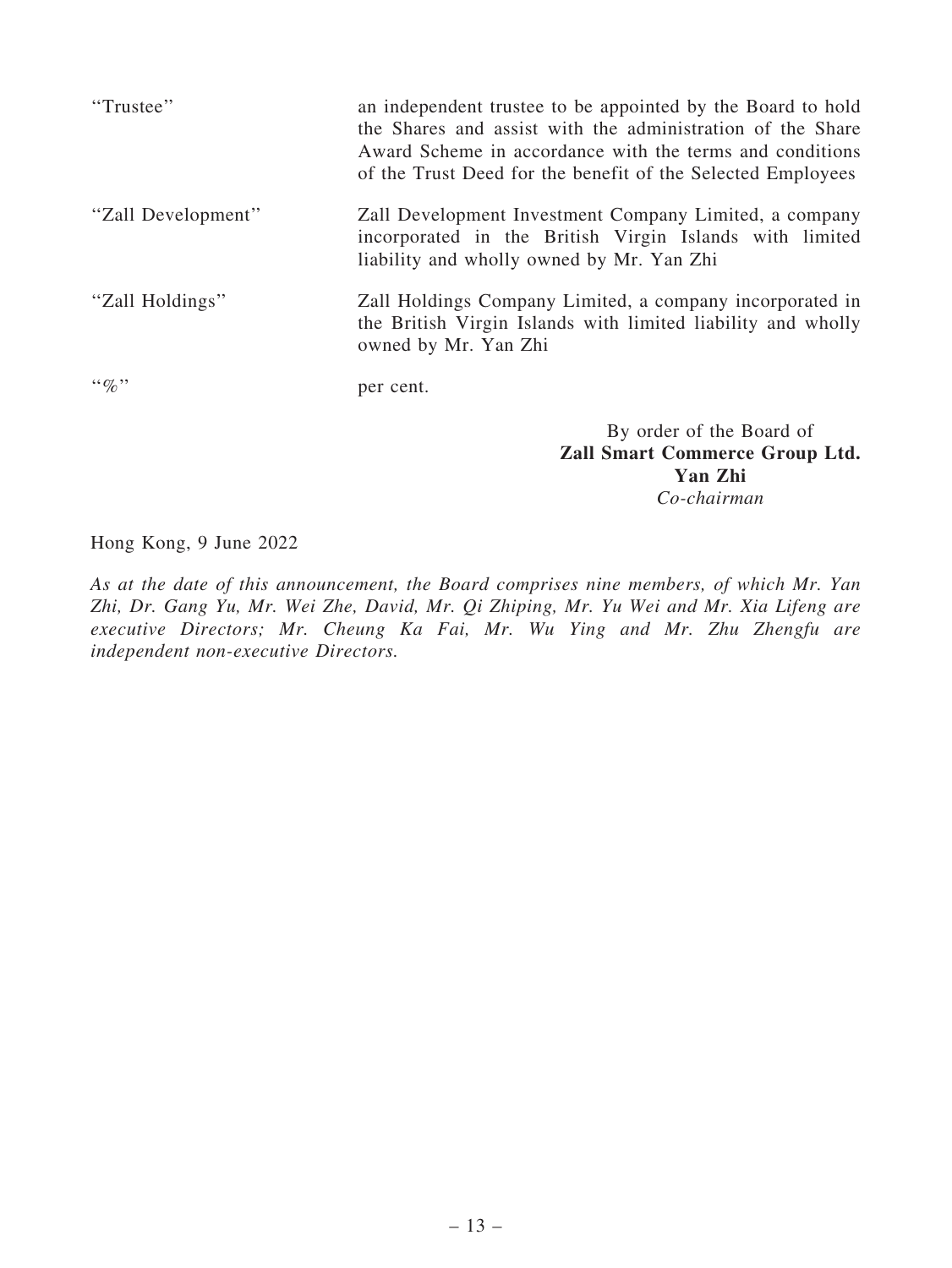| | |
|---|---|
| "Trustee" | an independent trustee to be appointed by the Board to hold the Shares and assist with the administration of the Share Award Scheme in accordance with the terms and conditions of the Trust Deed for the benefit of the Selected Employees |
| "Zall Development" | Zall Development Investment Company Limited, a company incorporated in the British Virgin Islands with limited liability and wholly owned by Mr. Yan Zhi |
| "Zall Holdings" | Zall Holdings Company Limited, a company incorporated in the British Virgin Islands with limited liability and wholly owned by Mr. Yan Zhi |
| "%" | per cent. |

By order of the Board of
**Zall Smart Commerce Group Ltd.**
**Yan Zhi**
*Co-chairman*

Hong Kong, 9 June 2022

*As at the date of this announcement, the Board comprises nine members, of which Mr. Yan Zhi, Dr. Gang Yu, Mr. Wei Zhe, David, Mr. Qi Zhiping, Mr. Yu Wei and Mr. Xia Lifeng are executive Directors; Mr. Cheung Ka Fai, Mr. Wu Ying and Mr. Zhu Zhengfu are independent non-executive Directors.*